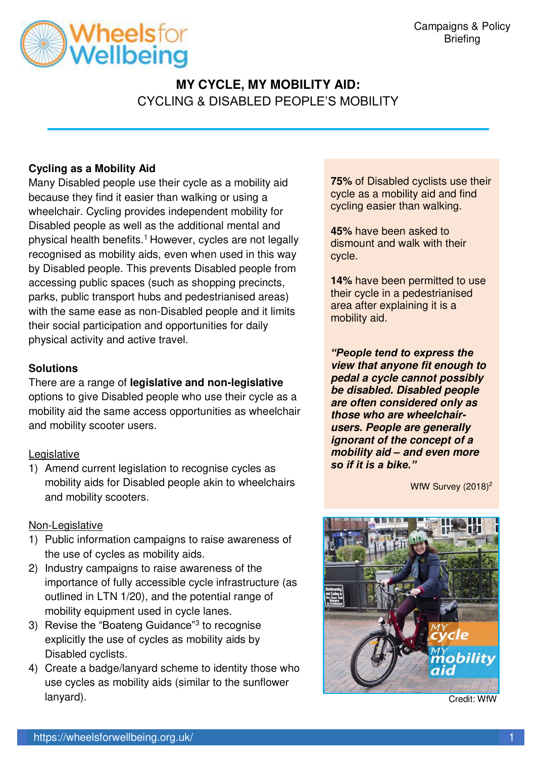Campaigns & Policy Briefing

# MY CYCLE, MY MOBILITY AID:
## CYCLING & DISABLED PEOPLE'S MOBILITY

**Cycling as a Mobility Aid**

Many Disabled people use their cycle as a mobility aid because they find it easier than walking or using a wheelchair. Cycling provides independent mobility for Disabled people as well as the additional mental and physical health benefits.[1] However, cycles are not legally recognised as mobility aids, even when used in this way by Disabled people. This prevents Disabled people from accessing public spaces (such as shopping precincts, parks, public transport hubs and pedestrianised areas) with the same ease as non-Disabled people and it limits their social participation and opportunities for daily physical activity and active travel.

**Solutions**

There are a range of **legislative and non-legislative** options to give Disabled people who use their cycle as a mobility aid the same access opportunities as wheelchair and mobility scooter users.

Legislative

1) Amend current legislation to recognise cycles as mobility aids for Disabled people akin to wheelchairs and mobility scooters.

Non-Legislative

1) Public information campaigns to raise awareness of the use of cycles as mobility aids.
2) Industry campaigns to raise awareness of the importance of fully accessible cycle infrastructure (as outlined in LTN 1/20), and the potential range of mobility equipment used in cycle lanes.
3) Revise the "Boateng Guidance"[3] to recognise explicitly the use of cycles as mobility aids by Disabled cyclists.
4) Create a badge/lanyard scheme to identity those who use cycles as mobility aids (similar to the sunflower lanyard).

**75%** of Disabled cyclists use their cycle as a mobility aid and find cycling easier than walking.

**45%** have been asked to dismount and walk with their cycle.

**14%** have been permitted to use their cycle in a pedestrianised area after explaining it is a mobility aid.

***"People tend to express the view that anyone fit enough to pedal a cycle cannot possibly be disabled. Disabled people are often considered only as those who are wheelchair-users. People are generally ignorant of the concept of a mobility aid – and even more so if it is a bike."***

WfW Survey (2018)[2]

Credit: WfW

https://wheelsforwellbeing.org.uk/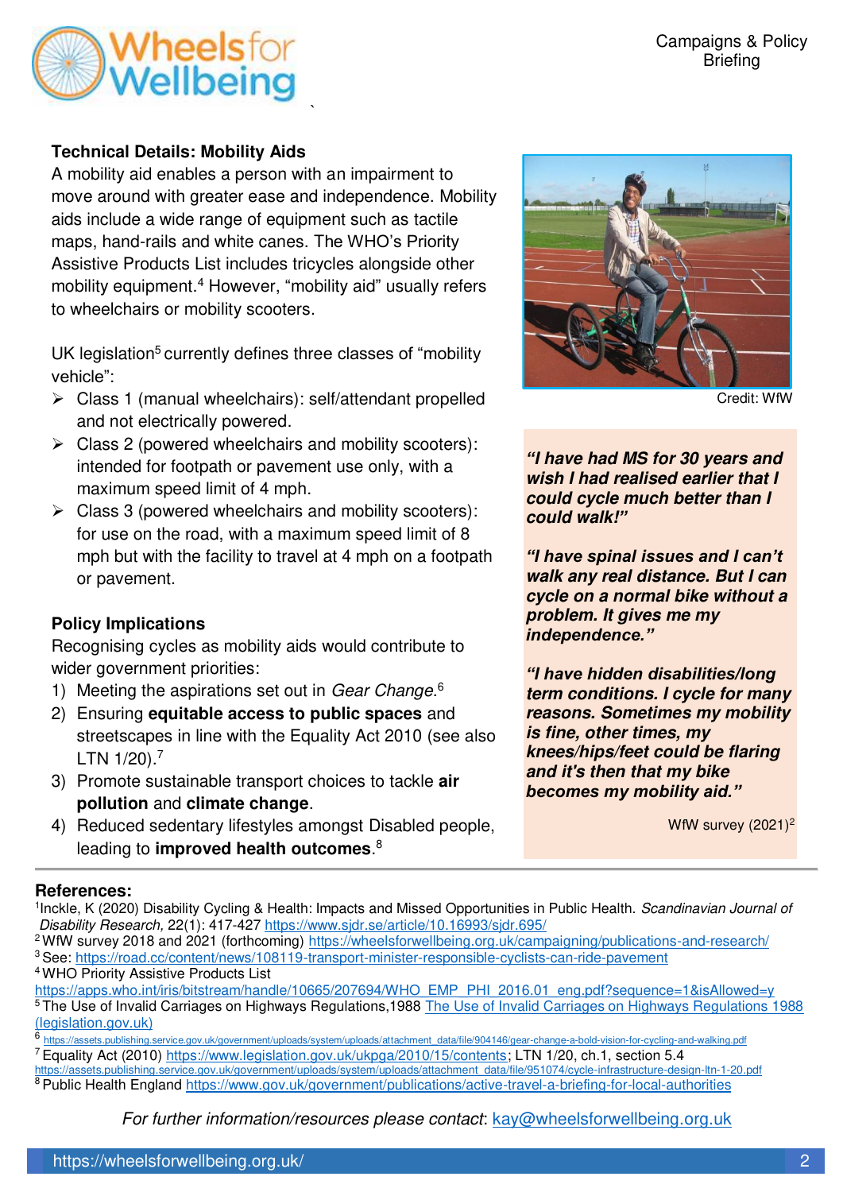### Technical Details: Mobility Aids

A mobility aid enables a person with an impairment to move around with greater ease and independence. Mobility aids include a wide range of equipment such as tactile maps, hand-rails and white canes. The WHO's Priority Assistive Products List includes tricycles alongside other mobility equipment.[4] However, "mobility aid" usually refers to wheelchairs or mobility scooters.

UK legislation[5] currently defines three classes of "mobility vehicle":

- Class 1 (manual wheelchairs): self/attendant propelled and not electrically powered.
- Class 2 (powered wheelchairs and mobility scooters): intended for footpath or pavement use only, with a maximum speed limit of 4 mph.
- Class 3 (powered wheelchairs and mobility scooters): for use on the road, with a maximum speed limit of 8 mph but with the facility to travel at 4 mph on a footpath or pavement.

### Policy Implications

Recognising cycles as mobility aids would contribute to wider government priorities:

1) Meeting the aspirations set out in *Gear Change*.[6]
2) Ensuring **equitable access to public spaces** and streetscapes in line with the Equality Act 2010 (see also LTN 1/20).[7]
3) Promote sustainable transport choices to tackle **air pollution** and **climate change**.
4) Reduced sedentary lifestyles amongst Disabled people, leading to **improved health outcomes**.[8]

Credit: WfW

***"I have had MS for 30 years and wish I had realised earlier that I could cycle much better than I could walk!"***

***"I have spinal issues and I can't walk any real distance. But I can cycle on a normal bike without a problem. It gives me my independence."***

***"I have hidden disabilities/long term conditions. I cycle for many reasons. Sometimes my mobility is fine, other times, my knees/hips/feet could be flaring and it's then that my bike becomes my mobility aid."***

WfW survey (2021)[2]

### References:

[1] Inckle, K (2020) Disability Cycling & Health: Impacts and Missed Opportunities in Public Health. *Scandinavian Journal of Disability Research,* 22(1): 417-427 https://www.sjdr.se/article/10.16993/sjdr.695/
[2] WfW survey 2018 and 2021 (forthcoming) https://wheelsforwellbeing.org.uk/campaigning/publications-and-research/
[3] See: https://road.cc/content/news/108119-transport-minister-responsible-cyclists-can-ride-pavement
[4] WHO Priority Assistive Products List https://apps.who.int/iris/bitstream/handle/10665/207694/WHO_EMP_PHI_2016.01_eng.pdf?sequence=1&isAllowed=y
[5] The Use of Invalid Carriages on Highways Regulations,1988 The Use of Invalid Carriages on Highways Regulations 1988 (legislation.gov.uk)
[6] https://assets.publishing.service.gov.uk/government/uploads/system/uploads/attachment_data/file/904146/gear-change-a-bold-vision-for-cycling-and-walking.pdf
[7] Equality Act (2010) https://www.legislation.gov.uk/ukpga/2010/15/contents; LTN 1/20, ch.1, section 5.4 https://assets.publishing.service.gov.uk/government/uploads/system/uploads/attachment_data/file/951074/cycle-infrastructure-design-ltn-1-20.pdf
[8] Public Health England https://www.gov.uk/government/publications/active-travel-a-briefing-for-local-authorities

*For further information/resources please contact*: kay@wheelsforwellbeing.org.uk